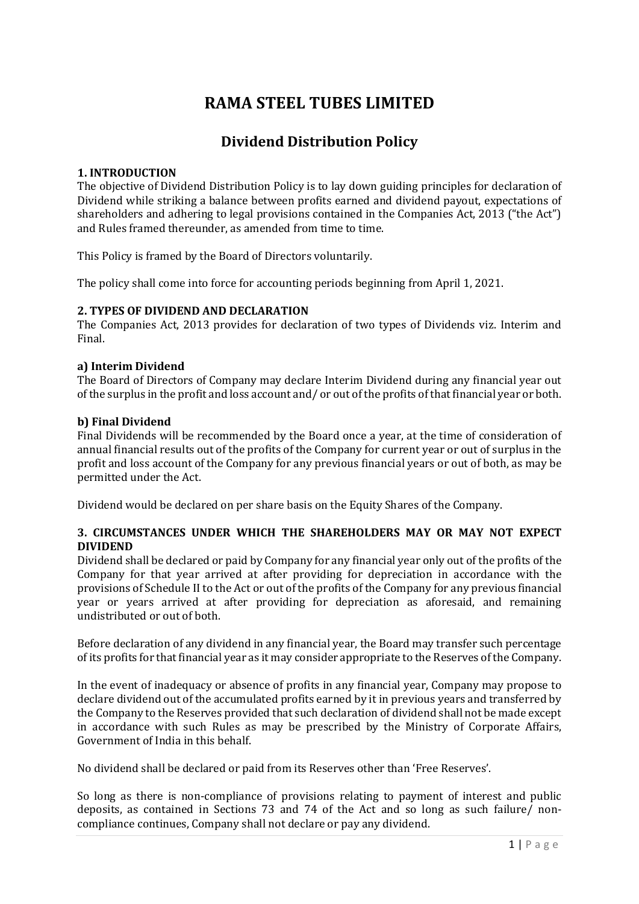# RAMA STEEL TUBES LIMITED

## Dividend Distribution Policy

### 1. INTRODUCTION

The objective of Dividend Distribution Policy is to lay down guiding principles for declaration of Dividend while striking a balance between profits earned and dividend payout, expectations of shareholders and adhering to legal provisions contained in the Companies Act, 2013 ("the Act") and Rules framed thereunder, as amended from time to time.

This Policy is framed by the Board of Directors voluntarily.

The policy shall come into force for accounting periods beginning from April 1, 2021.

### 2. TYPES OF DIVIDEND AND DECLARATION

The Companies Act, 2013 provides for declaration of two types of Dividends viz. Interim and Final.

#### a) Interim Dividend

The Board of Directors of Company may declare Interim Dividend during any financial year out of the surplus in the profit and loss account and/ or out of the profits of that financial year or both.

#### b) Final Dividend

Final Dividends will be recommended by the Board once a year, at the time of consideration of annual financial results out of the profits of the Company for current year or out of surplus in the profit and loss account of the Company for any previous financial years or out of both, as may be permitted under the Act.

Dividend would be declared on per share basis on the Equity Shares of the Company.

### 3. CIRCUMSTANCES UNDER WHICH THE SHAREHOLDERS MAY OR MAY NOT EXPECT DIVIDEND

Dividend shall be declared or paid by Company for any financial year only out of the profits of the Company for that year arrived at after providing for depreciation in accordance with the provisions of Schedule II to the Act or out of the profits of the Company for any previous financial year or years arrived at after providing for depreciation as aforesaid, and remaining undistributed or out of both.

Before declaration of any dividend in any financial year, the Board may transfer such percentage of its profits for that financial year as it may consider appropriate to the Reserves of the Company.

In the event of inadequacy or absence of profits in any financial year, Company may propose to declare dividend out of the accumulated profits earned by it in previous years and transferred by the Company to the Reserves provided that such declaration of dividend shall not be made except in accordance with such Rules as may be prescribed by the Ministry of Corporate Affairs, Government of India in this behalf.

No dividend shall be declared or paid from its Reserves other than 'Free Reserves'.

So long as there is non-compliance of provisions relating to payment of interest and public deposits, as contained in Sections 73 and 74 of the Act and so long as such failure/ non-compliance continues, Company shall not declare or pay any dividend.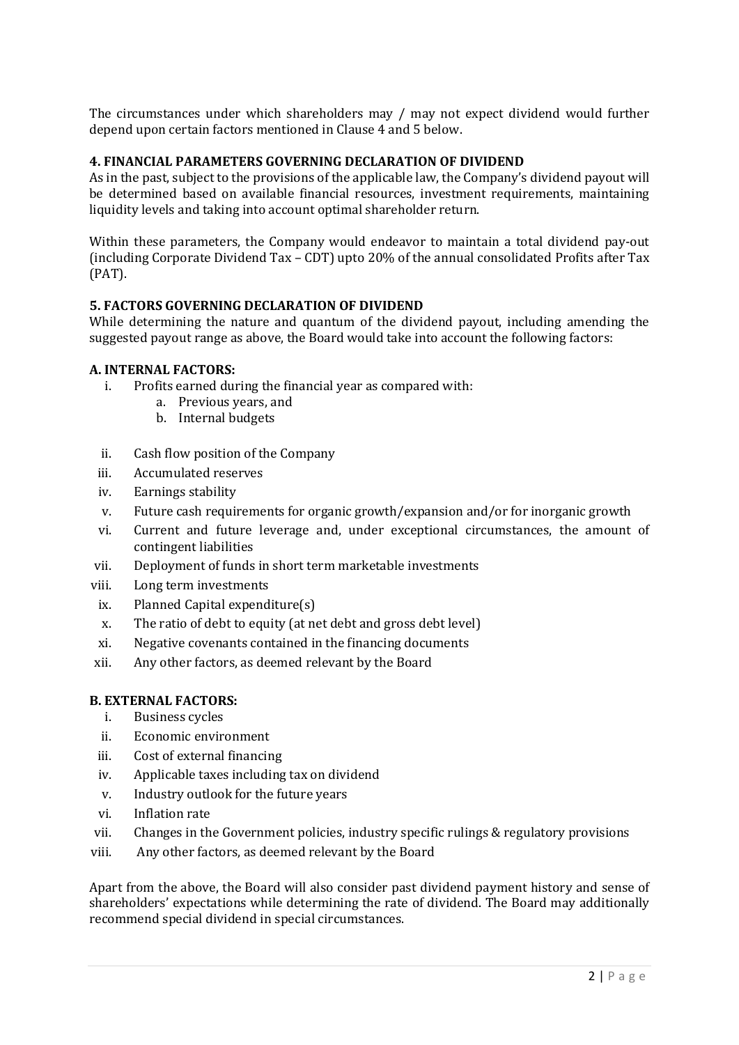The circumstances under which shareholders may / may not expect dividend would further depend upon certain factors mentioned in Clause 4 and 5 below.

## 4. FINANCIAL PARAMETERS GOVERNING DECLARATION OF DIVIDEND

As in the past, subject to the provisions of the applicable law, the Company's dividend payout will be determined based on available financial resources, investment requirements, maintaining liquidity levels and taking into account optimal shareholder return.

Within these parameters, the Company would endeavor to maintain a total dividend pay-out (including Corporate Dividend Tax – CDT) upto 20% of the annual consolidated Profits after Tax (PAT).

## 5. FACTORS GOVERNING DECLARATION OF DIVIDEND

While determining the nature and quantum of the dividend payout, including amending the suggested payout range as above, the Board would take into account the following factors:

### A. INTERNAL FACTORS:

i. Profits earned during the financial year as compared with:
   a. Previous years, and
   b. Internal budgets

ii. Cash flow position of the Company

iii. Accumulated reserves

iv. Earnings stability

v. Future cash requirements for organic growth/expansion and/or for inorganic growth

vi. Current and future leverage and, under exceptional circumstances, the amount of contingent liabilities

vii. Deployment of funds in short term marketable investments

viii. Long term investments

ix. Planned Capital expenditure(s)

x. The ratio of debt to equity (at net debt and gross debt level)

xi. Negative covenants contained in the financing documents

xii. Any other factors, as deemed relevant by the Board

### B. EXTERNAL FACTORS:

i. Business cycles

ii. Economic environment

iii. Cost of external financing

iv. Applicable taxes including tax on dividend

v. Industry outlook for the future years

vi. Inflation rate

vii. Changes in the Government policies, industry specific rulings & regulatory provisions

viii. Any other factors, as deemed relevant by the Board

Apart from the above, the Board will also consider past dividend payment history and sense of shareholders' expectations while determining the rate of dividend. The Board may additionally recommend special dividend in special circumstances.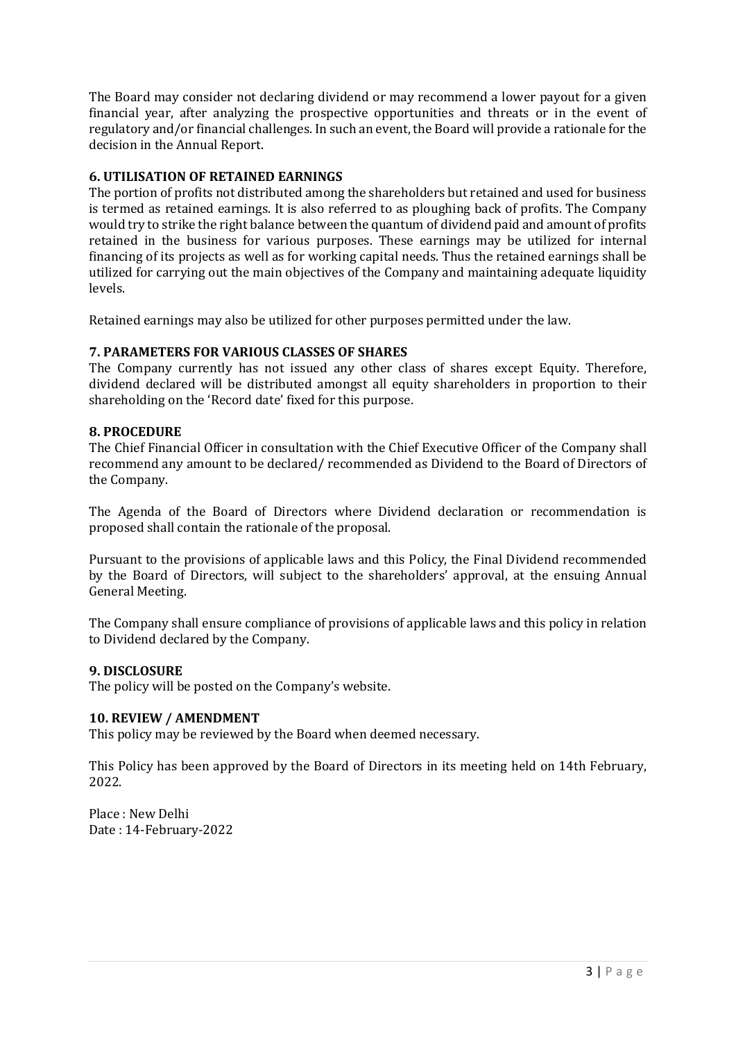The Board may consider not declaring dividend or may recommend a lower payout for a given financial year, after analyzing the prospective opportunities and threats or in the event of regulatory and/or financial challenges. In such an event, the Board will provide a rationale for the decision in the Annual Report.

## 6. UTILISATION OF RETAINED EARNINGS

The portion of profits not distributed among the shareholders but retained and used for business is termed as retained earnings. It is also referred to as ploughing back of profits. The Company would try to strike the right balance between the quantum of dividend paid and amount of profits retained in the business for various purposes. These earnings may be utilized for internal financing of its projects as well as for working capital needs. Thus the retained earnings shall be utilized for carrying out the main objectives of the Company and maintaining adequate liquidity levels.

Retained earnings may also be utilized for other purposes permitted under the law.

## 7. PARAMETERS FOR VARIOUS CLASSES OF SHARES

The Company currently has not issued any other class of shares except Equity. Therefore, dividend declared will be distributed amongst all equity shareholders in proportion to their shareholding on the 'Record date' fixed for this purpose.

## 8. PROCEDURE

The Chief Financial Officer in consultation with the Chief Executive Officer of the Company shall recommend any amount to be declared/ recommended as Dividend to the Board of Directors of the Company.

The Agenda of the Board of Directors where Dividend declaration or recommendation is proposed shall contain the rationale of the proposal.

Pursuant to the provisions of applicable laws and this Policy, the Final Dividend recommended by the Board of Directors, will subject to the shareholders' approval, at the ensuing Annual General Meeting.

The Company shall ensure compliance of provisions of applicable laws and this policy in relation to Dividend declared by the Company.

## 9. DISCLOSURE

The policy will be posted on the Company's website.

## 10. REVIEW / AMENDMENT

This policy may be reviewed by the Board when deemed necessary.

This Policy has been approved by the Board of Directors in its meeting held on 14th February, 2022.

Place : New Delhi
Date : 14-February-2022